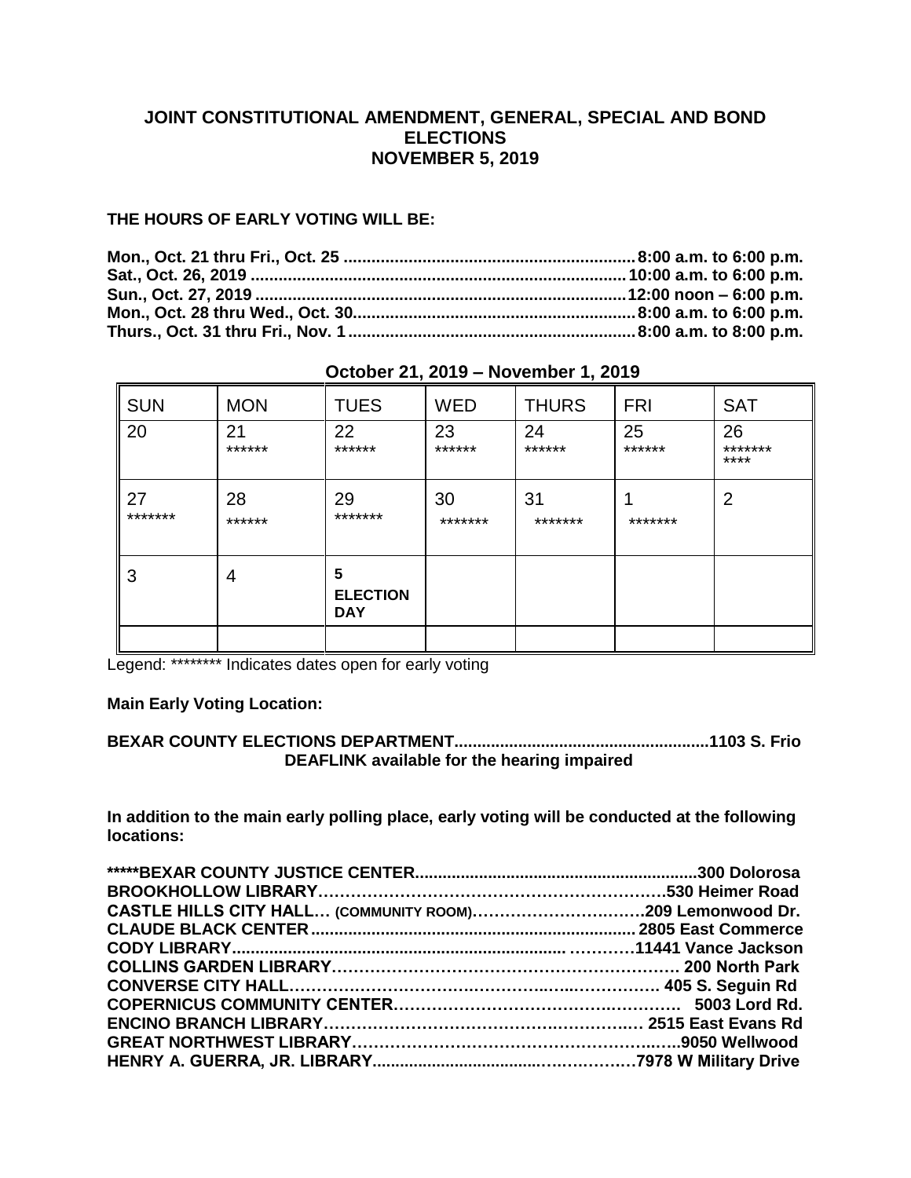## JOINT CONSTITUTIONAL AMENDMENT, GENERAL, SPECIAL AND BOND ELECTIONS
## NOVEMBER 5, 2019

**THE HOURS OF EARLY VOTING WILL BE:**

**Mon., Oct. 21 thru Fri., Oct. 25 ............................................................... 8:00 a.m. to 6:00 p.m.**
**Sat., Oct. 26, 2019 ................................................................................ 10:00 a.m. to 6:00 p.m.**
**Sun., Oct. 27, 2019 ................................................................................ 12:00 noon – 6:00 p.m.**
**Mon., Oct. 28 thru Wed., Oct. 30............................................................. 8:00 a.m. to 6:00 p.m.**
**Thurs., Oct. 31 thru Fri., Nov. 1 ............................................................. 8:00 a.m. to 8:00 p.m.**

**October 21, 2019 – November 1, 2019**

| SUN | MON | TUES | WED | THURS | FRI | SAT |
|---|---|---|---|---|---|---|
| 20 | 21 ****** | 22 ****** | 23 ****** | 24 ****** | 25 ****** | 26 ******* **** |
| 27 ******* | 28 ****** | 29 ******* | 30 ******* | 31 ******* | 1 ******* | 2 |
| 3 | 4 | **5 ELECTION DAY** | | | | |
| | | | | | | |

Legend: ******** Indicates dates open for early voting

**Main Early Voting Location:**

**BEXAR COUNTY ELECTIONS DEPARTMENT.......................................................1103 S. Frio**
**DEAFLINK available for the hearing impaired**

**In addition to the main early polling place, early voting will be conducted at the following locations:**

**\*\*\*\*\*BEXAR COUNTY JUSTICE CENTER.............................................................300 Dolorosa**
**BROOKHOLLOW LIBRARY…………………………………………………………530 Heimer Road**
**CASTLE HILLS CITY HALL… (COMMUNITY ROOM)……………………….…….209 Lemonwood Dr.**
**CLAUDE BLACK CENTER ...................................................................... 2805 East Commerce**
**CODY LIBRARY..................................................................... …………11441 Vance Jackson**
**COLLINS GARDEN LIBRARY……………………………………………………… 200 North Park**
**CONVERSE CITY HALL………………………………………….…..……………. 405 S. Seguin Rd**
**COPERNICUS COMMUNITY CENTER……………………………….………….   5003 Lord Rd.**
**ENCINO BRANCH LIBRARY…………………………………….………….… 2515 East Evans Rd**
**GREAT NORTHWEST LIBRARY……………………………………………..…..9050 Wellwood**
**HENRY A. GUERRA, JR. LIBRARY.......................................………………7978 W Military Drive**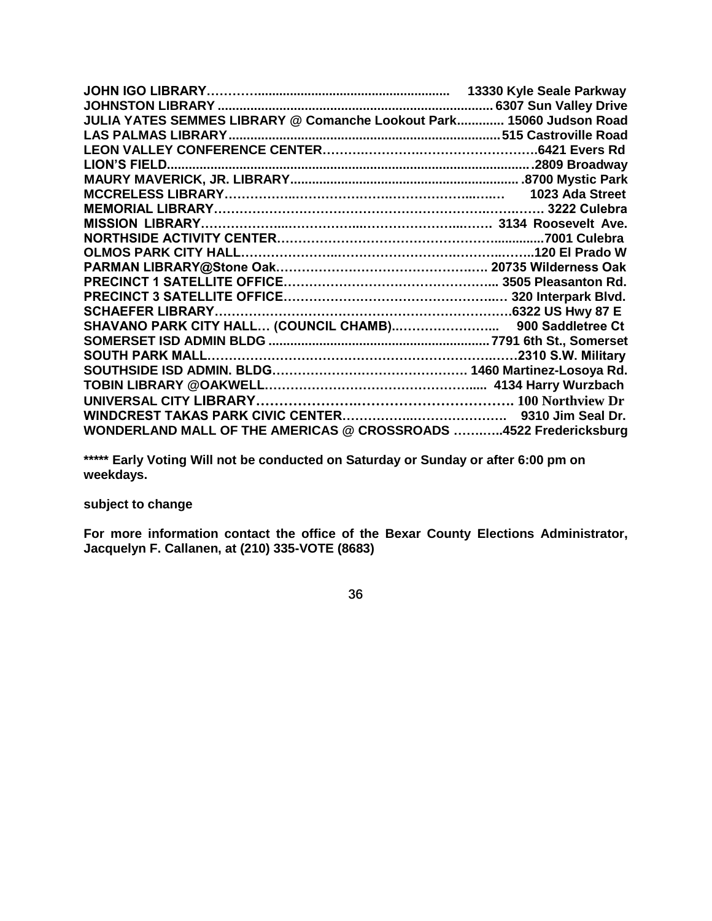| | |
|---|---|
| JOHN IGO LIBRARY | 13330 Kyle Seale Parkway |
| JOHNSTON LIBRARY | 6307 Sun Valley Drive |
| JULIA YATES SEMMES LIBRARY @ Comanche Lookout Park | 15060 Judson Road |
| LAS PALMAS LIBRARY | 515 Castroville Road |
| LEON VALLEY CONFERENCE CENTER | 6421 Evers Rd |
| LION'S FIELD | 2809 Broadway |
| MAURY MAVERICK, JR. LIBRARY | 8700 Mystic Park |
| MCCRELESS LIBRARY | 1023 Ada Street |
| MEMORIAL LIBRARY | 3222 Culebra |
| MISSION LIBRARY | 3134 Roosevelt Ave. |
| NORTHSIDE ACTIVITY CENTER | 7001 Culebra |
| OLMOS PARK CITY HALL | 120 El Prado W |
| PARMAN LIBRARY@Stone Oak | 20735 Wilderness Oak |
| PRECINCT 1 SATELLITE OFFICE | 3505 Pleasanton Rd. |
| PRECINCT 3 SATELLITE OFFICE | 320 Interpark Blvd. |
| SCHAEFER LIBRARY | 6322 US Hwy 87 E |
| SHAVANO PARK CITY HALL… (COUNCIL CHAMB) | 900 Saddletree Ct |
| SOMERSET ISD ADMIN BLDG | 7791 6th St., Somerset |
| SOUTH PARK MALL | 2310 S.W. Military |
| SOUTHSIDE ISD ADMIN. BLDG | 1460 Martinez-Losoya Rd. |
| TOBIN LIBRARY @OAKWELL | 4134 Harry Wurzbach |
| UNIVERSAL CITY LIBRARY | 100 Northview Dr |
| WINDCREST TAKAS PARK CIVIC CENTER | 9310 Jim Seal Dr. |
| WONDERLAND MALL OF THE AMERICAS @ CROSSROADS | 4522 Fredericksburg |

**\*\*\*\*\* Early Voting Will not be conducted on Saturday or Sunday or after 6:00 pm on weekdays.**

**subject to change**

**For more information contact the office of the Bexar County Elections Administrator, Jacquelyn F. Callanen, at (210) 335-VOTE (8683)**